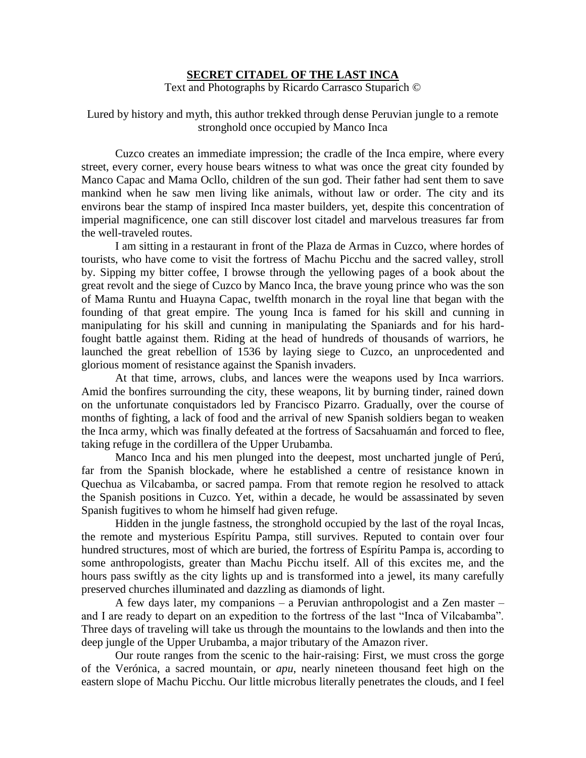# SECRET CITADEL OF THE LAST INCA

Text and Photographs by Ricardo Carrasco Stuparich ©

Lured by history and myth, this author trekked through dense Peruvian jungle to a remote stronghold once occupied by Manco Inca

Cuzco creates an immediate impression; the cradle of the Inca empire, where every street, every corner, every house bears witness to what was once the great city founded by Manco Capac and Mama Ocllo, children of the sun god. Their father had sent them to save mankind when he saw men living like animals, without law or order. The city and its environs bear the stamp of inspired Inca master builders, yet, despite this concentration of imperial magnificence, one can still discover lost citadel and marvelous treasures far from the well-traveled routes.

I am sitting in a restaurant in front of the Plaza de Armas in Cuzco, where hordes of tourists, who have come to visit the fortress of Machu Picchu and the sacred valley, stroll by. Sipping my bitter coffee, I browse through the yellowing pages of a book about the great revolt and the siege of Cuzco by Manco Inca, the brave young prince who was the son of Mama Runtu and Huayna Capac, twelfth monarch in the royal line that began with the founding of that great empire. The young Inca is famed for his skill and cunning in manipulating for his skill and cunning in manipulating the Spaniards and for his hard-fought battle against them. Riding at the head of hundreds of thousands of warriors, he launched the great rebellion of 1536 by laying siege to Cuzco, an unprocedented and glorious moment of resistance against the Spanish invaders.

At that time, arrows, clubs, and lances were the weapons used by Inca warriors. Amid the bonfires surrounding the city, these weapons, lit by burning tinder, rained down on the unfortunate conquistadors led by Francisco Pizarro. Gradually, over the course of months of fighting, a lack of food and the arrival of new Spanish soldiers began to weaken the Inca army, which was finally defeated at the fortress of Sacsahuamán and forced to flee, taking refuge in the cordillera of the Upper Urubamba.

Manco Inca and his men plunged into the deepest, most uncharted jungle of Perú, far from the Spanish blockade, where he established a centre of resistance known in Quechua as Vilcabamba, or sacred pampa. From that remote region he resolved to attack the Spanish positions in Cuzco. Yet, within a decade, he would be assassinated by seven Spanish fugitives to whom he himself had given refuge.

Hidden in the jungle fastness, the stronghold occupied by the last of the royal Incas, the remote and mysterious Espíritu Pampa, still survives. Reputed to contain over four hundred structures, most of which are buried, the fortress of Espíritu Pampa is, according to some anthropologists, greater than Machu Picchu itself. All of this excites me, and the hours pass swiftly as the city lights up and is transformed into a jewel, its many carefully preserved churches illuminated and dazzling as diamonds of light.

A few days later, my companions – a Peruvian anthropologist and a Zen master – and I are ready to depart on an expedition to the fortress of the last "Inca of Vilcabamba". Three days of traveling will take us through the mountains to the lowlands and then into the deep jungle of the Upper Urubamba, a major tributary of the Amazon river.

Our route ranges from the scenic to the hair-raising: First, we must cross the gorge of the Verónica, a sacred mountain, or *apu*, nearly nineteen thousand feet high on the eastern slope of Machu Picchu. Our little microbus literally penetrates the clouds, and I feel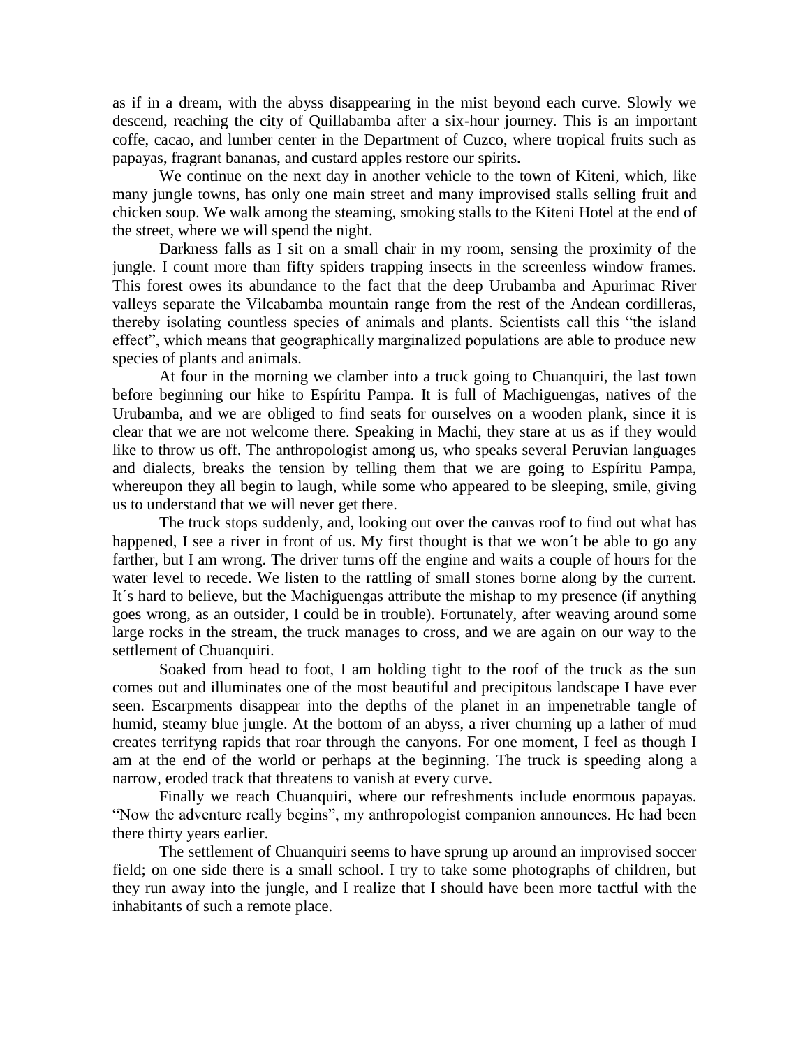as if in a dream, with the abyss disappearing in the mist beyond each curve. Slowly we descend, reaching the city of Quillabamba after a six-hour journey. This is an important coffe, cacao, and lumber center in the Department of Cuzco, where tropical fruits such as papayas, fragrant bananas, and custard apples restore our spirits.

We continue on the next day in another vehicle to the town of Kiteni, which, like many jungle towns, has only one main street and many improvised stalls selling fruit and chicken soup. We walk among the steaming, smoking stalls to the Kiteni Hotel at the end of the street, where we will spend the night.

Darkness falls as I sit on a small chair in my room, sensing the proximity of the jungle. I count more than fifty spiders trapping insects in the screenless window frames. This forest owes its abundance to the fact that the deep Urubamba and Apurimac River valleys separate the Vilcabamba mountain range from the rest of the Andean cordilleras, thereby isolating countless species of animals and plants. Scientists call this "the island effect", which means that geographically marginalized populations are able to produce new species of plants and animals.

At four in the morning we clamber into a truck going to Chuanquiri, the last town before beginning our hike to Espíritu Pampa. It is full of Machiguengas, natives of the Urubamba, and we are obliged to find seats for ourselves on a wooden plank, since it is clear that we are not welcome there. Speaking in Machi, they stare at us as if they would like to throw us off. The anthropologist among us, who speaks several Peruvian languages and dialects, breaks the tension by telling them that we are going to Espíritu Pampa, whereupon they all begin to laugh, while some who appeared to be sleeping, smile, giving us to understand that we will never get there.

The truck stops suddenly, and, looking out over the canvas roof to find out what has happened, I see a river in front of us. My first thought is that we won´t be able to go any farther, but I am wrong. The driver turns off the engine and waits a couple of hours for the water level to recede. We listen to the rattling of small stones borne along by the current. It´s hard to believe, but the Machiguengas attribute the mishap to my presence (if anything goes wrong, as an outsider, I could be in trouble). Fortunately, after weaving around some large rocks in the stream, the truck manages to cross, and we are again on our way to the settlement of Chuanquiri.

Soaked from head to foot, I am holding tight to the roof of the truck as the sun comes out and illuminates one of the most beautiful and precipitous landscape I have ever seen. Escarpments disappear into the depths of the planet in an impenetrable tangle of humid, steamy blue jungle. At the bottom of an abyss, a river churning up a lather of mud creates terrifyng rapids that roar through the canyons. For one moment, I feel as though I am at the end of the world or perhaps at the beginning. The truck is speeding along a narrow, eroded track that threatens to vanish at every curve.

Finally we reach Chuanquiri, where our refreshments include enormous papayas. "Now the adventure really begins", my anthropologist companion announces. He had been there thirty years earlier.

The settlement of Chuanquiri seems to have sprung up around an improvised soccer field; on one side there is a small school. I try to take some photographs of children, but they run away into the jungle, and I realize that I should have been more tactful with the inhabitants of such a remote place.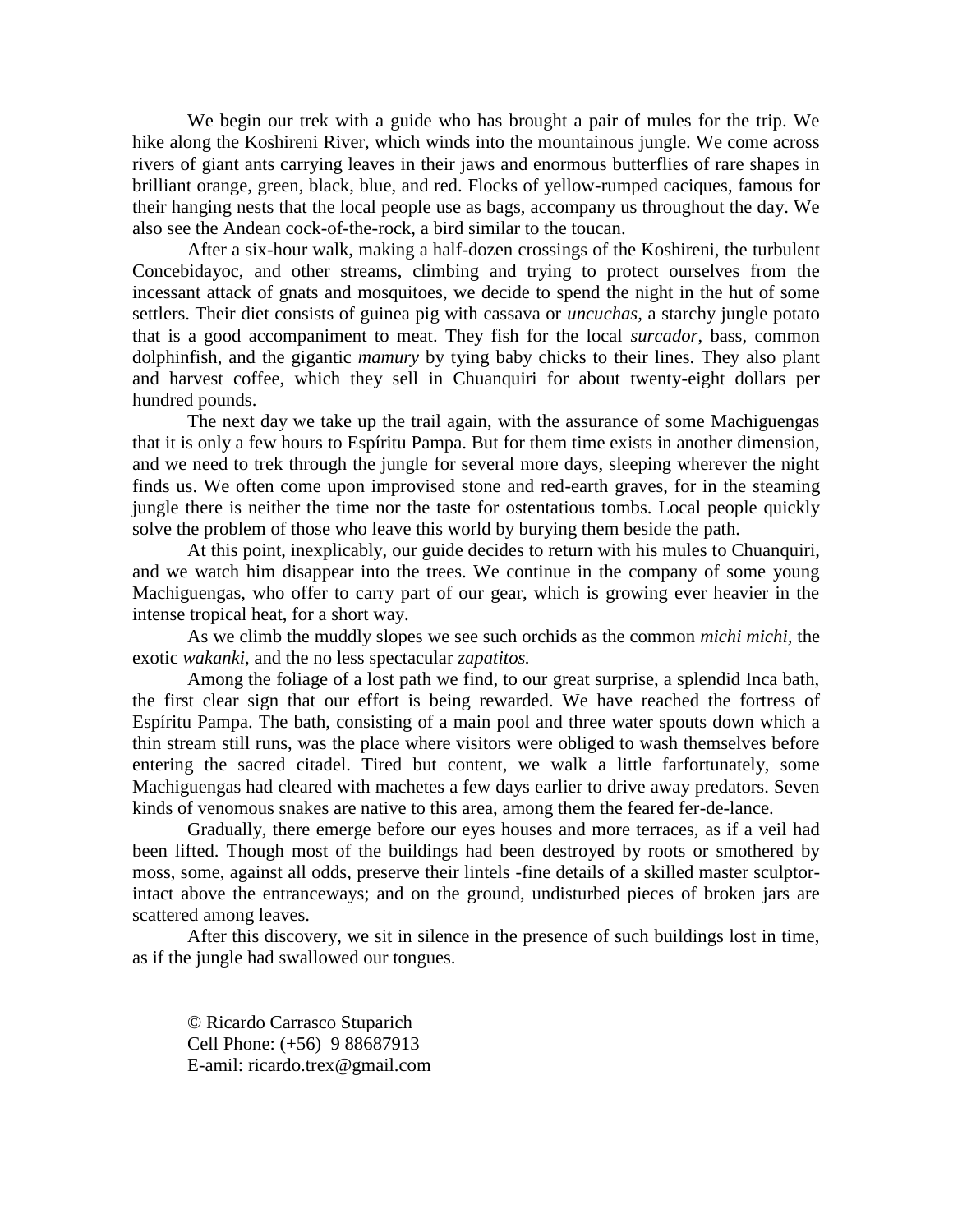We begin our trek with a guide who has brought a pair of mules for the trip. We hike along the Koshireni River, which winds into the mountainous jungle. We come across rivers of giant ants carrying leaves in their jaws and enormous butterflies of rare shapes in brilliant orange, green, black, blue, and red. Flocks of yellow-rumped caciques, famous for their hanging nests that the local people use as bags, accompany us throughout the day. We also see the Andean cock-of-the-rock, a bird similar to the toucan.

After a six-hour walk, making a half-dozen crossings of the Koshireni, the turbulent Concebidayoc, and other streams, climbing and trying to protect ourselves from the incessant attack of gnats and mosquitoes, we decide to spend the night in the hut of some settlers. Their diet consists of guinea pig with cassava or *uncuchas*, a starchy jungle potato that is a good accompaniment to meat. They fish for the local *surcador*, bass, common dolphinfish, and the gigantic *mamury* by tying baby chicks to their lines. They also plant and harvest coffee, which they sell in Chuanquiri for about twenty-eight dollars per hundred pounds.

The next day we take up the trail again, with the assurance of some Machiguengas that it is only a few hours to Espíritu Pampa. But for them time exists in another dimension, and we need to trek through the jungle for several more days, sleeping wherever the night finds us. We often come upon improvised stone and red-earth graves, for in the steaming jungle there is neither the time nor the taste for ostentatious tombs. Local people quickly solve the problem of those who leave this world by burying them beside the path.

At this point, inexplicably, our guide decides to return with his mules to Chuanquiri, and we watch him disappear into the trees. We continue in the company of some young Machiguengas, who offer to carry part of our gear, which is growing ever heavier in the intense tropical heat, for a short way.

As we climb the muddly slopes we see such orchids as the common *michi michi,* the exotic *wakanki*, and the no less spectacular *zapatitos.*

Among the foliage of a lost path we find, to our great surprise, a splendid Inca bath, the first clear sign that our effort is being rewarded. We have reached the fortress of Espíritu Pampa. The bath, consisting of a main pool and three water spouts down which a thin stream still runs, was the place where visitors were obliged to wash themselves before entering the sacred citadel. Tired but content, we walk a little farfortunately, some Machiguengas had cleared with machetes a few days earlier to drive away predators. Seven kinds of venomous snakes are native to this area, among them the feared fer-de-lance.

Gradually, there emerge before our eyes houses and more terraces, as if a veil had been lifted. Though most of the buildings had been destroyed by roots or smothered by moss, some, against all odds, preserve their lintels -fine details of a skilled master sculptor-intact above the entranceways; and on the ground, undisturbed pieces of broken jars are scattered among leaves.

After this discovery, we sit in silence in the presence of such buildings lost in time, as if the jungle had swallowed our tongues.

© Ricardo Carrasco Stuparich  
Cell Phone: (+56) 9 88687913  
E-amil: ricardo.trex@gmail.com